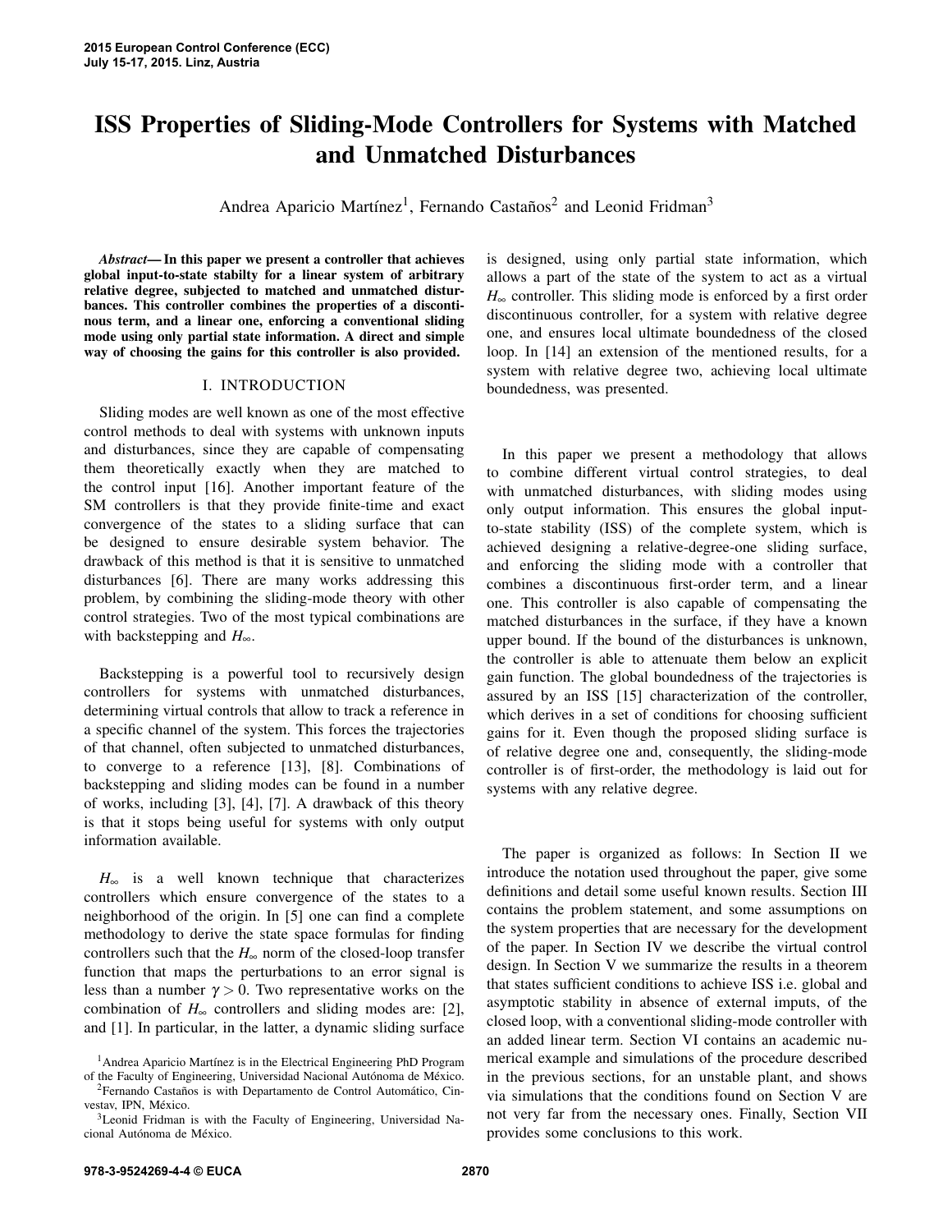# ISS Properties of Sliding-Mode Controllers for Systems with Matched and Unmatched Disturbances

Andrea Aparicio Martínez[1], Fernando Castaños[2] and Leonid Fridman[3]

***Abstract*— In this paper we present a controller that achieves global input-to-state stabilty for a linear system of arbitrary relative degree, subjected to matched and unmatched disturbances. This controller combines the properties of a discontinous term, and a linear one, enforcing a conventional sliding mode using only partial state information. A direct and simple way of choosing the gains for this controller is also provided.**

## I. INTRODUCTION

Sliding modes are well known as one of the most effective control methods to deal with systems with unknown inputs and disturbances, since they are capable of compensating them theoretically exactly when they are matched to the control input [16]. Another important feature of the SM controllers is that they provide finite-time and exact convergence of the states to a sliding surface that can be designed to ensure desirable system behavior. The drawback of this method is that it is sensitive to unmatched disturbances [6]. There are many works addressing this problem, by combining the sliding-mode theory with other control strategies. Two of the most typical combinations are with backstepping and $H_\infty$.

Backstepping is a powerful tool to recursively design controllers for systems with unmatched disturbances, determining virtual controls that allow to track a reference in a specific channel of the system. This forces the trajectories of that channel, often subjected to unmatched disturbances, to converge to a reference [13], [8]. Combinations of backstepping and sliding modes can be found in a number of works, including [3], [4], [7]. A drawback of this theory is that it stops being useful for systems with only output information available.

$H_\infty$ is a well known technique that characterizes controllers which ensure convergence of the states to a neighborhood of the origin. In [5] one can find a complete methodology to derive the state space formulas for finding controllers such that the $H_\infty$ norm of the closed-loop transfer function that maps the perturbations to an error signal is less than a number $\gamma > 0$. Two representative works on the combination of $H_\infty$ controllers and sliding modes are: [2], and [1]. In particular, in the latter, a dynamic sliding surface is designed, using only partial state information, which allows a part of the state of the system to act as a virtual $H_\infty$ controller. This sliding mode is enforced by a first order discontinuous controller, for a system with relative degree one, and ensures local ultimate boundedness of the closed loop. In [14] an extension of the mentioned results, for a system with relative degree two, achieving local ultimate boundedness, was presented.

In this paper we present a methodology that allows to combine different virtual control strategies, to deal with unmatched disturbances, with sliding modes using only output information. This ensures the global input-to-state stability (ISS) of the complete system, which is achieved designing a relative-degree-one sliding surface, and enforcing the sliding mode with a controller that combines a discontinuous first-order term, and a linear one. This controller is also capable of compensating the matched disturbances in the surface, if they have a known upper bound. If the bound of the disturbances is unknown, the controller is able to attenuate them below an explicit gain function. The global boundedness of the trajectories is assured by an ISS [15] characterization of the controller, which derives in a set of conditions for choosing sufficient gains for it. Even though the proposed sliding surface is of relative degree one and, consequently, the sliding-mode controller is of first-order, the methodology is laid out for systems with any relative degree.

The paper is organized as follows: In Section II we introduce the notation used throughout the paper, give some definitions and detail some useful known results. Section III contains the problem statement, and some assumptions on the system properties that are necessary for the development of the paper. In Section IV we describe the virtual control design. In Section V we summarize the results in a theorem that states sufficient conditions to achieve ISS i.e. global and asymptotic stability in absence of external imputs, of the closed loop, with a conventional sliding-mode controller with an added linear term. Section VI contains an academic numerical example and simulations of the procedure described in the previous sections, for an unstable plant, and shows via simulations that the conditions found on Section V are not very far from the necessary ones. Finally, Section VII provides some conclusions to this work.

[1]Andrea Aparicio Martínez is in the Electrical Engineering PhD Program of the Faculty of Engineering, Universidad Nacional Autónoma de México.

[2]Fernando Castaños is with Departamento de Control Automático, Cinvestav, IPN, México.

[3]Leonid Fridman is with the Faculty of Engineering, Universidad Nacional Autónoma de México.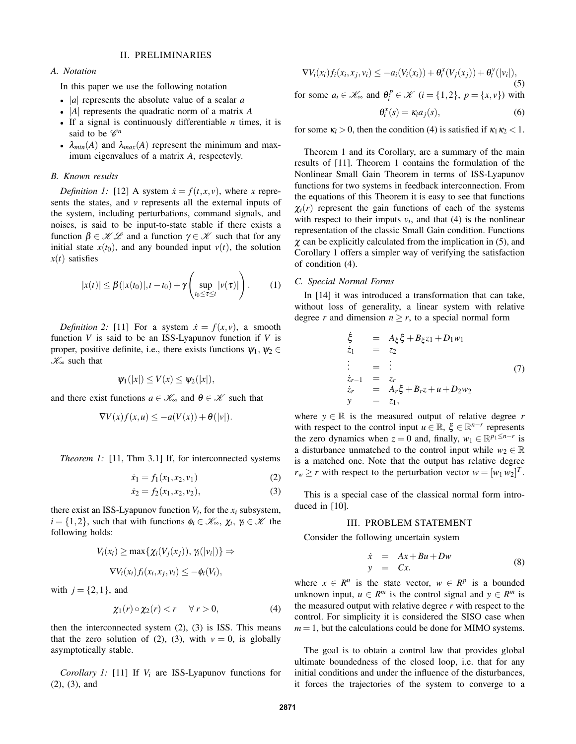## II. PRELIMINARIES

### A. Notation

In this paper we use the following notation

- $|a|$ represents the absolute value of a scalar $a$
- $|A|$ represents the quadratic norm of a matrix $A$
- If a signal is continuously differentiable $n$ times, it is said to be $\mathscr{C}^n$
- $\lambda_{min}(A)$ and $\lambda_{max}(A)$ represent the minimum and maximum eigenvalues of a matrix $A$, respectevly.

### B. Known results

*Definition 1:* [12] A system $\dot{x} = f(t,x,v)$, where $x$ represents the states, and $v$ represents all the external inputs of the system, including perturbations, command signals, and noises, is said to be input-to-state stable if there exists a function $\beta \in \mathscr{K}\mathscr{L}$ and a function $\gamma \in \mathscr{K}$ such that for any initial state $x(t_0)$, and any bounded input $v(t)$, the solution $x(t)$ satisfies

$$|x(t)| \leq \beta(|x(t_0)|, t - t_0) + \gamma\left(\sup_{t_0 \leq \tau \leq t} |v(\tau)|\right). \tag{1}$$

*Definition 2:* [11] For a system $\dot{x} = f(x,v)$, a smooth function $V$ is said to be an ISS-Lyapunov function if $V$ is proper, positive definite, i.e., there exists functions $\psi_1, \psi_2 \in \mathscr{K}_\infty$ such that

$$\psi_1(|x|) \leq V(x) \leq \psi_2(|x|),$$

and there exist functions $a \in \mathscr{K}_\infty$ and $\theta \in \mathscr{K}$ such that

$$\nabla V(x) f(x,u) \leq -a(V(x)) + \theta(|v|).$$

*Theorem 1:* [11, Thm 3.1] If, for interconnected systems

$$\dot{x}_1 = f_1(x_1, x_2, v_1) \tag{2}$$

$$\dot{x}_2 = f_2(x_1, x_2, v_2), \tag{3}$$

there exist an ISS-Lyapunov function $V_i$, for the $x_i$ subsystem, $i = \{1,2\}$, such that with functions $\phi_i \in \mathscr{K}_\infty$, $\chi_i$, $\gamma_i \in \mathscr{K}$ the following holds:

$$V_i(x_i) \geq \max\{\chi_i(V_j(x_j)), \gamma_i(|v_i|)\} \Rightarrow$$

$$\nabla V_i(x_i) f_i(x_i, x_j, v_i) \leq -\phi_i(V_i),$$

with $j = \{2,1\}$, and

$$\chi_1(r) \circ \chi_2(r) < r \quad \forall\, r > 0, \tag{4}$$

then the interconnected system (2), (3) is ISS. This means that the zero solution of (2), (3), with $v = 0$, is globally asymptotically stable.

*Corollary 1:* [11] If $V_i$ are ISS-Lyapunov functions for (2), (3), and

$$\nabla V_i(x_i) f_i(x_i, x_j, v_i) \leq -a_i(V_i(x_i)) + \theta_i^x(V_j(x_j)) + \theta_i^v(|v_i|), \tag{5}$$

for some $a_i \in \mathscr{K}_\infty$ and $\theta_i^p \in \mathscr{K}$ ($i = \{1,2\}$, $p = \{x,v\}$) with

$$\theta_i^x(s) = \kappa_i a_j(s), \tag{6}$$

for some $\kappa_i > 0$, then the condition (4) is satisfied if $\kappa_1 \kappa_2 < 1$.

Theorem 1 and its Corollary, are a summary of the main results of [11]. Theorem 1 contains the formulation of the Nonlinear Small Gain Theorem in terms of ISS-Lyapunov functions for two systems in feedback interconnection. From the equations of this Theorem it is easy to see that functions $\chi_i(r)$ represent the gain functions of each of the systems with respect to their imputs $v_i$, and that (4) is the nonlinear representation of the classic Small Gain condition. Functions $\chi$ can be explicitly calculated from the implication in (5), and Corollary 1 offers a simpler way of verifying the satisfaction of condition (4).

### C. Special Normal Forms

In [14] it was introduced a transformation that can take, without loss of generality, a linear system with relative degree $r$ and dimension $n \geq r$, to a special normal form

$$\begin{array}{rcl}
\dot{\xi} & = & A_\xi \xi + B_\xi z_1 + D_1 w_1 \\
\dot{z}_1 & = & z_2 \\
\vdots & = & \vdots \\
\dot{z}_{r-1} & = & z_r \\
\dot{z}_r & = & A_r \xi + B_r z + u + D_2 w_2 \\
y & = & z_1,
\end{array} \tag{7}$$

where $y \in \mathbb{R}$ is the measured output of relative degree $r$ with respect to the control input $u \in \mathbb{R}$, $\xi \in \mathbb{R}^{n-r}$ represents the zero dynamics when $z = 0$ and, finally, $w_1 \in \mathbb{R}^{p_1 \leq n-r}$ is a disturbance unmatched to the control input while $w_2 \in \mathbb{R}$ is a matched one. Note that the output has relative degree $r_w \geq r$ with respect to the perturbation vector $w = [w_1\, w_2]^T$.

This is a special case of the classical normal form introduced in [10].

## III. PROBLEM STATEMENT

Consider the following uncertain system

$$\begin{array}{rcl}
\dot{x} & = & Ax + Bu + Dw \\
y & = & Cx.
\end{array} \tag{8}$$

where $x \in R^n$ is the state vector, $w \in R^p$ is a bounded unknown input, $u \in R^m$ is the control signal and $y \in R^m$ is the measured output with relative degree $r$ with respect to the control. For simplicity it is considered the SISO case when $m = 1$, but the calculations could be done for MIMO systems.

The goal is to obtain a control law that provides global ultimate boundedness of the closed loop, i.e. that for any initial conditions and under the influence of the disturbances, it forces the trajectories of the system to converge to a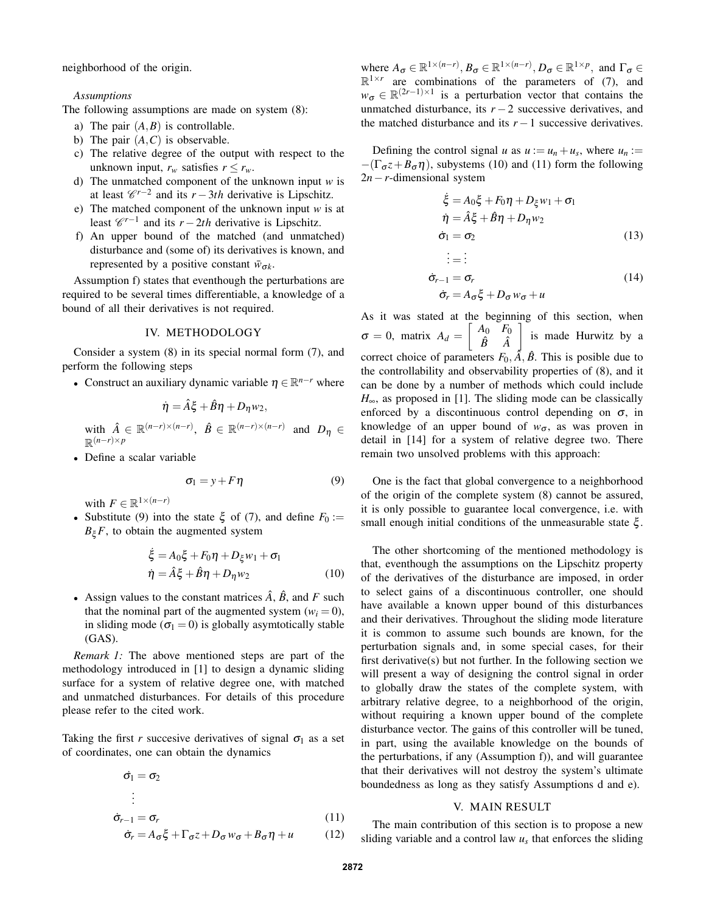neighborhood of the origin.

*Assumptions*

The following assumptions are made on system (8):

a) The pair $(A,B)$ is controllable.
b) The pair $(A,C)$ is observable.
c) The relative degree of the output with respect to the unknown input, $r_w$ satisfies $r \leq r_w$.
d) The unmatched component of the unknown input $w$ is at least $\mathscr{C}^{r-2}$ and its $r-3th$ derivative is Lipschitz.
e) The matched component of the unknown input $w$ is at least $\mathscr{C}^{r-1}$ and its $r-2th$ derivative is Lipschitz.
f) An upper bound of the matched (and unmatched) disturbance and (some of) its derivatives is known, and represented by a positive constant $\bar{w}_{\sigma k}$.

Assumption f) states that eventhough the perturbations are required to be several times differentiable, a knowledge of a bound of all their derivatives is not required.

## IV. METHODOLOGY

Consider a system (8) in its special normal form (7), and perform the following steps

- Construct an auxiliary dynamic variable $\eta \in \mathbb{R}^{n-r}$ where

$$\dot{\eta} = \hat{A}\xi + \hat{B}\eta + D_\eta w_2,$$

with $\hat{A} \in \mathbb{R}^{(n-r)\times(n-r)}$, $\hat{B} \in \mathbb{R}^{(n-r)\times(n-r)}$ and $D_\eta \in \mathbb{R}^{(n-r)\times p}$

- Define a scalar variable

$$\sigma_1 = y + F\eta \tag{9}$$

with $F \in \mathbb{R}^{1\times(n-r)}$

- Substitute (9) into the state $\xi$ of (7), and define $F_0 := B_\xi F$, to obtain the augmented system

$$\begin{aligned}
\dot{\xi} &= A_0\xi + F_0\eta + D_\xi w_1 + \sigma_1 \\
\dot{\eta} &= \hat{A}\xi + \hat{B}\eta + D_\eta w_2
\end{aligned} \tag{10}$$

- Assign values to the constant matrices $\hat{A}$, $\hat{B}$, and $F$ such that the nominal part of the augmented system ($w_i = 0$), in sliding mode ($\sigma_1 = 0$) is globally asymtotically stable (GAS).

*Remark 1:* The above mentioned steps are part of the methodology introduced in [1] to design a dynamic sliding surface for a system of relative degree one, with matched and unmatched disturbances. For details of this procedure please refer to the cited work.

Taking the first $r$ succesive derivatives of signal $\sigma_1$ as a set of coordinates, one can obtain the dynamics

$$\begin{aligned}
\dot{\sigma}_1 &= \sigma_2 \\
&\vdots \\
\dot{\sigma}_{r-1} &= \sigma_r \qquad (11) \\
\dot{\sigma}_r &= A_\sigma\xi + \Gamma_\sigma z + D_\sigma w_\sigma + B_\sigma\eta + u \qquad (12)
\end{aligned}$$

where $A_\sigma \in \mathbb{R}^{1\times(n-r)}, B_\sigma \in \mathbb{R}^{1\times(n-r)}, D_\sigma \in \mathbb{R}^{1\times p}$, and $\Gamma_\sigma \in \mathbb{R}^{1\times r}$ are combinations of the parameters of (7), and $w_\sigma \in \mathbb{R}^{(2r-1)\times 1}$ is a perturbation vector that contains the unmatched disturbance, its $r-2$ successive derivatives, and the matched disturbance and its $r-1$ successive derivatives.

Defining the control signal $u$ as $u := u_n + u_s$, where $u_n := -(\Gamma_\sigma z + B_\sigma\eta)$, subsystems (10) and (11) form the following $2n-r$-dimensional system

$$\begin{aligned}
\dot{\xi} &= A_0\xi + F_0\eta + D_\xi w_1 + \sigma_1 \\
\dot{\eta} &= \hat{A}\xi + \hat{B}\eta + D_\eta w_2 \\
\dot{\sigma}_1 &= \sigma_2 \qquad (13) \\
&\vdots = \vdots \\
\dot{\sigma}_{r-1} &= \sigma_r \qquad (14) \\
\dot{\sigma}_r &= A_\sigma\xi + D_\sigma w_\sigma + u
\end{aligned}$$

As it was stated at the beginning of this section, when $\sigma = 0$, matrix $A_d = \begin{bmatrix} A_0 & F_0 \\ \hat{B} & \hat{A} \end{bmatrix}$ is made Hurwitz by a correct choice of parameters $F_0, \hat{A}, \hat{B}$. This is posible due to the controllability and observability properties of (8), and it can be done by a number of methods which could include $H_\infty$, as proposed in [1]. The sliding mode can be classically enforced by a discontinuous control depending on $\sigma$, in knowledge of an upper bound of $w_\sigma$, as was proven in detail in [14] for a system of relative degree two. There remain two unsolved problems with this approach:

One is the fact that global convergence to a neighborhood of the origin of the complete system (8) cannot be assured, it is only possible to guarantee local convergence, i.e. with small enough initial conditions of the unmeasurable state $\xi$.

The other shortcoming of the mentioned methodology is that, eventhough the assumptions on the Lipschitz property of the derivatives of the disturbance are imposed, in order to select gains of a discontinuous controller, one should have available a known upper bound of this disturbances and their derivatives. Throughout the sliding mode literature it is common to assume such bounds are known, for the perturbation signals and, in some special cases, for their first derivative(s) but not further. In the following section we will present a way of designing the control signal in order to globally draw the states of the complete system, with arbitrary relative degree, to a neighborhood of the origin, without requiring a known upper bound of the complete disturbance vector. The gains of this controller will be tuned, in part, using the available knowledge on the bounds of the perturbations, if any (Assumption f)), and will guarantee that their derivatives will not destroy the system's ultimate boundedness as long as they satisfy Assumptions d and e).

## V. MAIN RESULT

The main contribution of this section is to propose a new sliding variable and a control law $u_s$ that enforces the sliding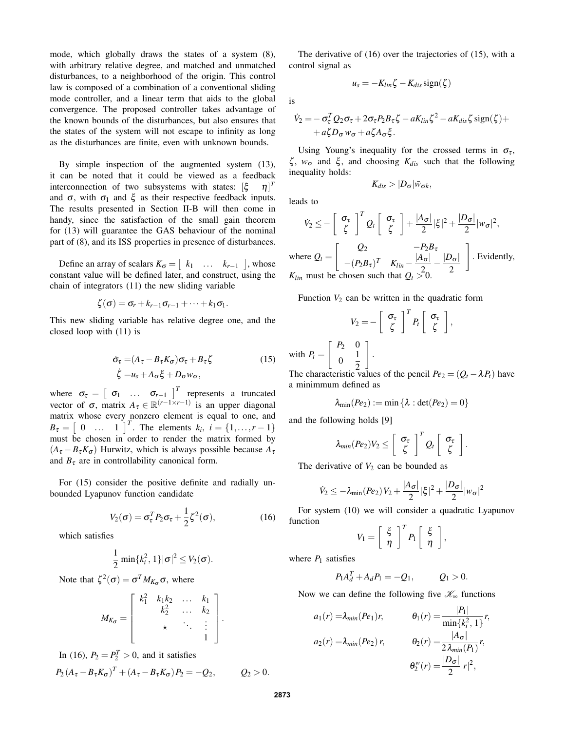mode, which globally draws the states of a system (8), with arbitrary relative degree, and matched and unmatched disturbances, to a neighborhood of the origin. This control law is composed of a combination of a conventional sliding mode controller, and a linear term that aids to the global convergence. The proposed controller takes advantage of the known bounds of the disturbances, but also ensures that the states of the system will not escape to infinity as long as the disturbances are finite, even with unknown bounds.

By simple inspection of the augmented system (13), it can be noted that it could be viewed as a feedback interconnection of two subsystems with states: $[\xi \quad \eta]^T$ and $\sigma$, with $\sigma_1$ and $\xi$ as their respective feedback inputs. The results presented in Section II-B will then come in handy, since the satisfaction of the small gain theorem for (13) will guarantee the GAS behaviour of the nominal part of (8), and its ISS properties in presence of disturbances.

Define an array of scalars $K_\sigma = \begin{bmatrix} k_1 & \dots & k_{r-1} \end{bmatrix}$, whose constant value will be defined later, and construct, using the chain of integrators (11) the new sliding variable

$$\zeta(\sigma) = \sigma_r + k_{r-1}\sigma_{r-1} + \cdots + k_1\sigma_1.$$

This new sliding variable has relative degree one, and the closed loop with (11) is

$$\begin{aligned} \dot{\sigma}_\tau &= (A_\tau - B_\tau K_\sigma)\sigma_\tau + B_\tau\zeta \\ \dot{\zeta} &= u_s + A_\sigma\xi + D_\sigma w_\sigma, \end{aligned} \tag{15}$$

where $\sigma_\tau = \begin{bmatrix} \sigma_1 & \dots & \sigma_{r-1} \end{bmatrix}^T$ represents a truncated vector of $\sigma$, matrix $A_\tau \in \mathbb{R}^{(r-1\times r-1)}$ is an upper diagonal matrix whose every nonzero element is equal to one, and $B_\tau = \begin{bmatrix} 0 & \dots & 1 \end{bmatrix}^T$. The elements $k_i$, $i = \{1, \dots, r-1\}$ must be chosen in order to render the matrix formed by $(A_\tau - B_\tau K_\sigma)$ Hurwitz, which is always possible because $A_\tau$ and $B_\tau$ are in controllability canonical form.

For (15) consider the positive definite and radially unbounded Lyapunov function candidate

$$V_2(\sigma) = \sigma_\tau^T P_2 \sigma_\tau + \frac{1}{2}\zeta^2(\sigma), \tag{16}$$

which satisfies

$$\frac{1}{2}\min\{k_i^2, 1\}|\sigma|^2 \leq V_2(\sigma).$$

Note that $\zeta^2(\sigma) = \sigma^T M_{K_\sigma}\sigma$, where

$$M_{K_\sigma} = \begin{bmatrix} k_1^2 & k_1k_2 & \dots & k_1 \\ & k_2^2 & \dots & k_2 \\ & \star & \ddots & \vdots \\ & & & 1 \end{bmatrix}.$$

In (16), $P_2 = P_2^T > 0$, and it satisfies

$$P_2(A_\tau - B_\tau K_\sigma)^T + (A_\tau - B_\tau K_\sigma)P_2 = -Q_2, \qquad Q_2 > 0.$$

The derivative of (16) over the trajectories of (15), with a control signal as

$$u_s = -K_{lin}\zeta - K_{dis}\,\mathrm{sign}(\zeta)$$

is

$$\begin{aligned} \dot{V}_2 = &-\sigma_\tau^T Q_2 \sigma_\tau + 2\sigma_\tau P_2 B_\tau \zeta - aK_{lin}\zeta^2 - aK_{dis}\zeta\,\mathrm{sign}(\zeta) + \\ &+ a\zeta D_\sigma w_\sigma + a\zeta A_\sigma \xi. \end{aligned}$$

Using Young's inequality for the crossed terms in $\sigma_\tau$, $\zeta$, $w_\sigma$ and $\xi$, and choosing $K_{dis}$ such that the following inequality holds:

$$K_{dis} > |D_\sigma|\bar{w}_{\sigma k},$$

leads to

$$\dot{V}_2 \leq -\begin{bmatrix} \sigma_\tau \\ \zeta \end{bmatrix}^T Q_t \begin{bmatrix} \sigma_\tau \\ \zeta \end{bmatrix} + \frac{|A_\sigma|}{2}|\xi|^2 + \frac{|D_\sigma|}{2}|w_\sigma|^2,$$

where $Q_t = \begin{bmatrix} Q_2 & -P_2B_\tau \\ -(P_2B_\tau)^T & K_{lin} - \frac{|A_\sigma|}{2} - \frac{|D_\sigma|}{2} \end{bmatrix}$. Evidently, $K_{lin}$ must be chosen such that $Q_t > 0$.

Function $V_2$ can be written in the quadratic form

$$V_2 = -\begin{bmatrix} \sigma_\tau \\ \zeta \end{bmatrix}^T P_t \begin{bmatrix} \sigma_\tau \\ \zeta \end{bmatrix},$$

with $P_t = \begin{bmatrix} P_2 & 0 \\ 0 & \frac{1}{2} \end{bmatrix}$.

The characteristic values of the pencil $Pe_2 = (Q_t - \lambda P_t)$ have a minimmum defined as

$$\lambda_{\min}(Pe_2) := \min\{\lambda : \det(Pe_2) = 0\}$$

and the following holds [9]

$$\lambda_{min}(Pe_2)V_2 \leq \begin{bmatrix} \sigma_\tau \\ \zeta \end{bmatrix}^T Q_t \begin{bmatrix} \sigma_\tau \\ \zeta \end{bmatrix}.$$

The derivative of $V_2$ can be bounded as

$$\dot{V}_2 \leq -\lambda_{\min}(Pe_2)V_2 + \frac{|A_\sigma|}{2}|\xi|^2 + \frac{|D_\sigma|}{2}|w_\sigma|^2$$

For system (10) we will consider a quadratic Lyapunov function

$$V_1 = \begin{bmatrix} \xi \\ \eta \end{bmatrix}^T P_1 \begin{bmatrix} \xi \\ \eta \end{bmatrix},$$

where $P_1$ satisfies

$$P_1 A_d^T + A_d P_1 = -Q_1, \qquad Q_1 > 0.$$

Now we can define the following five $\mathscr{K}_\infty$ functions

$$\begin{aligned} a_1(r) &= \lambda_{min}(Pe_1)r, & \theta_1(r) &= \frac{|P_1|}{\min\{k_i^2, 1\}}r, \\ a_2(r) &= \lambda_{min}(Pe_2)\,r, & \theta_2(r) &= \frac{|A_\sigma|}{2\,\lambda_{min}(P_1)}r, \\ & & \theta_2^w(r) &= \frac{|D_\sigma|}{2}|r|^2, \end{aligned}$$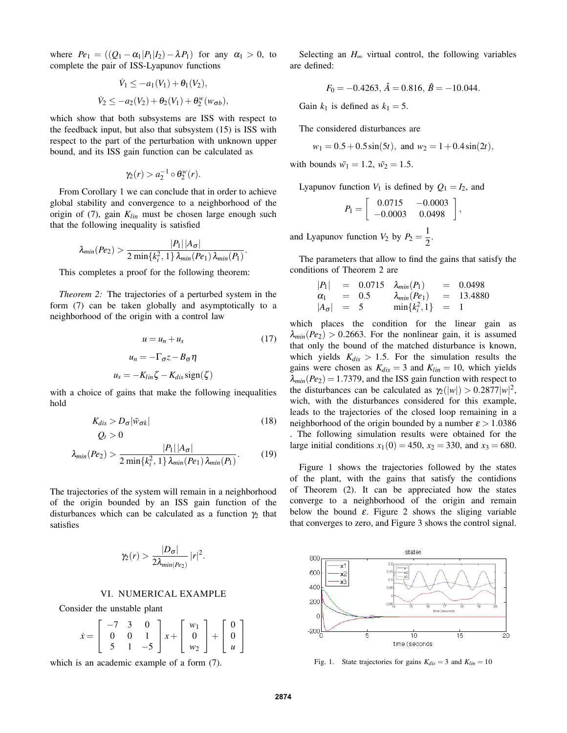where $Pe_1 = ((Q_1 - \alpha_1 |P_1| I_2) - \lambda P_1)$ for any $\alpha_1 > 0$, to complete the pair of ISS-Lyapunov functions

$$\dot{V}_1 \leq -a_1(V_1) + \theta_1(V_2),$$
$$\dot{V}_2 \leq -a_2(V_2) + \theta_2(V_1) + \theta_2^w(w_{\sigma b}),$$

which show that both subsystems are ISS with respect to the feedback input, but also that subsystem (15) is ISS with respect to the part of the perturbation with unknown upper bound, and its ISS gain function can be calculated as

$$\gamma_2(r) > a_2^{-1} \circ \theta_2^w(r).$$

From Corollary 1 we can conclude that in order to achieve global stability and convergence to a neighborhood of the origin of (7), gain $K_{lin}$ must be chosen large enough such that the following inequality is satisfied

$$\lambda_{min}(Pe_2) > \frac{|P_1||A_\sigma|}{2\min\{k_i^2, 1\}\lambda_{min}(Pe_1)\lambda_{min}(P_1)}.$$

This completes a proof for the following theorem:

*Theorem 2:* The trajectories of a perturbed system in the form (7) can be taken globally and asymptotically to a neighborhood of the origin with a control law

$$u = u_n + u_s \tag{17}$$
$$u_n = -\Gamma_\sigma z - B_\sigma \eta$$
$$u_s = -K_{lin}\zeta - K_{dis}\,\text{sign}(\zeta)$$

with a choice of gains that make the following inequalities hold

$$K_{dis} > D_\sigma |\bar{w}_{\sigma k}| \tag{18}$$
$$Q_t > 0$$
$$\lambda_{min}(Pe_2) > \frac{|P_1||A_\sigma|}{2\min\{k_i^2, 1\}\lambda_{min}(Pe_1)\lambda_{min}(P_1)}. \tag{19}$$

The trajectories of the system will remain in a neighborhood of the origin bounded by an ISS gain function of the disturbances which can be calculated as a function $\gamma_2$ that satisfies

$$\gamma_2(r) > \frac{|D_\sigma|}{2\lambda_{min(Pe_2)}}|r|^2.$$

## VI. NUMERICAL EXAMPLE

Consider the unstable plant

$$\dot{x} = \begin{bmatrix} -7 & 3 & 0 \\ 0 & 0 & 1 \\ 5 & 1 & -5 \end{bmatrix} x + \begin{bmatrix} w_1 \\ 0 \\ w_2 \end{bmatrix} + \begin{bmatrix} 0 \\ 0 \\ u \end{bmatrix}$$

which is an academic example of a form (7).

Selecting an $H_\infty$ virtual control, the following variables are defined:

$$F_0 = -0.4263,\ \hat{A} = 0.816,\ \hat{B} = -10.044.$$

Gain $k_1$ is defined as $k_1 = 5$.

The considered disturbances are

$$w_1 = 0.5 + 0.5\sin(5t),\ \text{and}\ w_2 = 1 + 0.4\sin(2t),$$

with bounds $\bar{w_1} = 1.2$, $\bar{w_2} = 1.5$.

Lyapunov function $V_1$ is defined by $Q_1 = I_2$, and

$$P_1 = \begin{bmatrix} 0.0715 & -0.0003 \\ -0.0003 & 0.0498 \end{bmatrix},$$

and Lyapunov function $V_2$ by $P_2 = \dfrac{1}{2}$.

The parameters that allow to find the gains that satisfy the conditions of Theorem 2 are

$$\begin{array}{lllll} |P_1| & = & 0.0715 & \lambda_{min}(P_1) & = & 0.0498 \\ \alpha_1 & = & 0.5 & \lambda_{min}(Pe_1) & = & 13.4880 \\ |A_\sigma| & = & 5 & \min\{k_i^2, 1\} & = & 1 \end{array}$$

which places the condition for the linear gain as $\lambda_{min}(Pe_2) > 0.2663$. For the nonlinear gain, it is assumed that only the bound of the matched disturbance is known, which yields $K_{dis} > 1.5$. For the simulation results the gains were chosen as $K_{dis} = 3$ and $K_{lin} = 10$, which yields $\lambda_{min}(Pe_2) = 1.7379$, and the ISS gain function with respect to the disturbances can be calculated as $\gamma_2(|w|) > 0.2877|w|^2$, wich, with the disturbances considered for this example, leads to the trajectories of the closed loop remaining in a neighborhood of the origin bounded by a number $\varepsilon > 1.0386$ . The following simulation results were obtained for the large initial conditions $x_1(0) = 450$, $x_2 = 330$, and $x_3 = 680$.

Figure 1 shows the trajectories followed by the states of the plant, with the gains that satisfy the contidions of Theorem (2). It can be appreciated how the states converge to a neighborhood of the origin and remain below the bound $\varepsilon$. Figure 2 shows the sliging variable that converges to zero, and Figure 3 shows the control signal.

Fig. 1. State trajectories for gains $K_{dis} = 3$ and $K_{lin} = 10$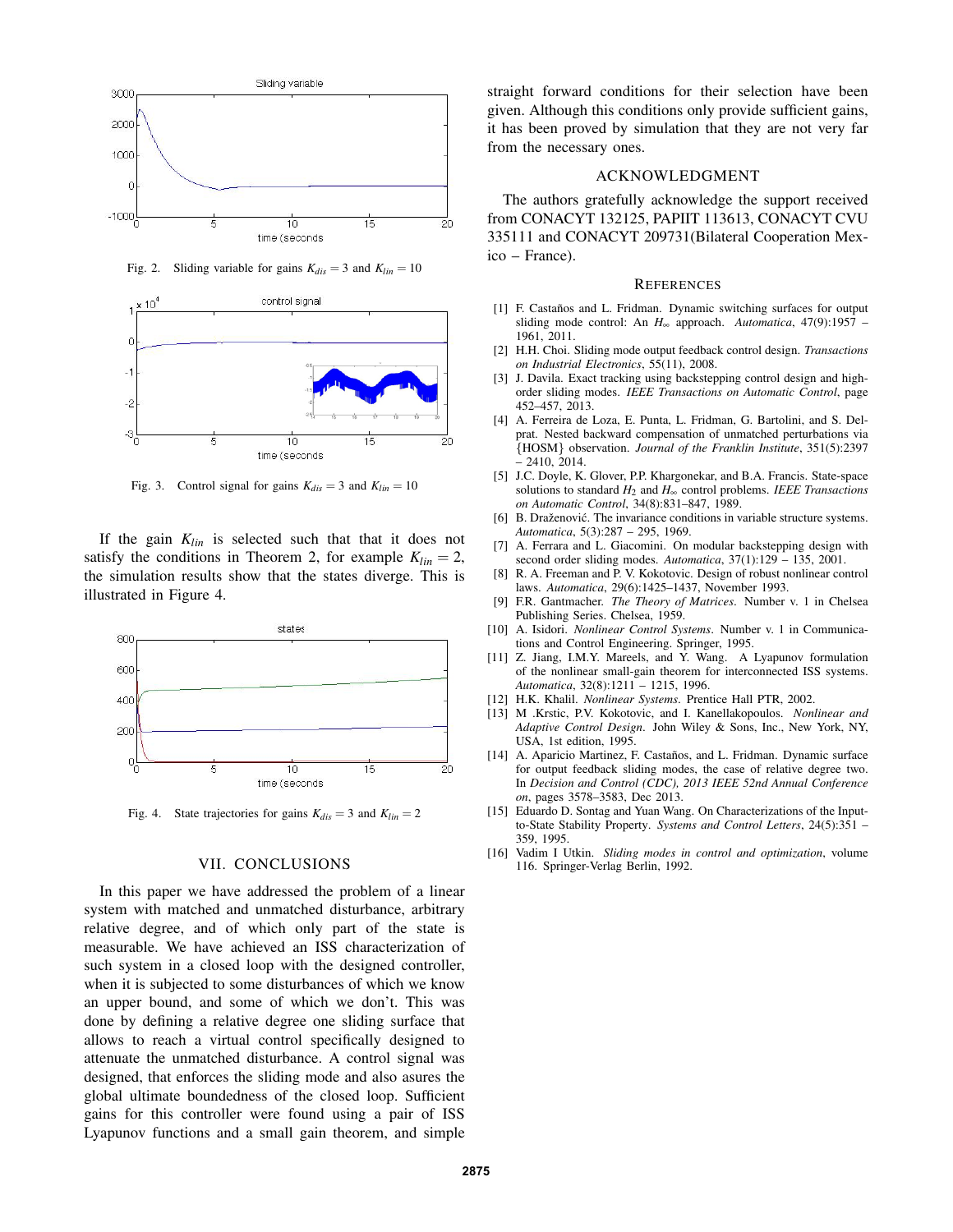Sliding variable

3000
2000
1000
0
-1000

0 5 10 15 20

time (seconds

Fig. 2. Sliding variable for gains $K_{dis} = 3$ and $K_{lin} = 10$

control signal

$\times 10^4$

1
0
-1
-2
-3

0 5 10 15 20

time (seconds

Fig. 3. Control signal for gains $K_{dis} = 3$ and $K_{lin} = 10$

If the gain $K_{lin}$ is selected such that that it does not satisfy the conditions in Theorem 2, for example $K_{lin} = 2$, the simulation results show that the states diverge. This is illustrated in Figure 4.

states

800
600
400
200
0

0 5 10 15 20

time (seconds

Fig. 4. State trajectories for gains $K_{dis} = 3$ and $K_{lin} = 2$

## VII. CONCLUSIONS

In this paper we have addressed the problem of a linear system with matched and unmatched disturbance, arbitrary relative degree, and of which only part of the state is measurable. We have achieved an ISS characterization of such system in a closed loop with the designed controller, when it is subjected to some disturbances of which we know an upper bound, and some of which we don't. This was done by defining a relative degree one sliding surface that allows to reach a virtual control specifically designed to attenuate the unmatched disturbance. A control signal was designed, that enforces the sliding mode and also asures the global ultimate boundedness of the closed loop. Sufficient gains for this controller were found using a pair of ISS Lyapunov functions and a small gain theorem, and simple straight forward conditions for their selection have been given. Although this conditions only provide sufficient gains, it has been proved by simulation that they are not very far from the necessary ones.

## ACKNOWLEDGMENT

The authors gratefully acknowledge the support received from CONACYT 132125, PAPIIT 113613, CONACYT CVU 335111 and CONACYT 209731(Bilateral Cooperation Mexico – France).

## REFERENCES

[1] F. Castaños and L. Fridman. Dynamic switching surfaces for output sliding mode control: An $H_\infty$ approach. *Automatica*, 47(9):1957 – 1961, 2011.

[2] H.H. Choi. Sliding mode output feedback control design. *Transactions on Industrial Electronics*, 55(11), 2008.

[3] J. Davila. Exact tracking using backstepping control design and high-order sliding modes. *IEEE Transactions on Automatic Control*, page 452–457, 2013.

[4] A. Ferreira de Loza, E. Punta, L. Fridman, G. Bartolini, and S. Delprat. Nested backward compensation of unmatched perturbations via {HOSM} observation. *Journal of the Franklin Institute*, 351(5):2397 – 2410, 2014.

[5] J.C. Doyle, K. Glover, P.P. Khargonekar, and B.A. Francis. State-space solutions to standard $H_2$ and $H_\infty$ control problems. *IEEE Transactions on Automatic Control*, 34(8):831–847, 1989.

[6] B. Draženović. The invariance conditions in variable structure systems. *Automatica*, 5(3):287 – 295, 1969.

[7] A. Ferrara and L. Giacomini. On modular backstepping design with second order sliding modes. *Automatica*, 37(1):129 – 135, 2001.

[8] R. A. Freeman and P. V. Kokotovic. Design of robust nonlinear control laws. *Automatica*, 29(6):1425–1437, November 1993.

[9] F.R. Gantmacher. *The Theory of Matrices*. Number v. 1 in Chelsea Publishing Series. Chelsea, 1959.

[10] A. Isidori. *Nonlinear Control Systems*. Number v. 1 in Communications and Control Engineering. Springer, 1995.

[11] Z. Jiang, I.M.Y. Mareels, and Y. Wang. A Lyapunov formulation of the nonlinear small-gain theorem for interconnected ISS systems. *Automatica*, 32(8):1211 – 1215, 1996.

[12] H.K. Khalil. *Nonlinear Systems*. Prentice Hall PTR, 2002.

[13] M .Krstic, P.V. Kokotovic, and I. Kanellakopoulos. *Nonlinear and Adaptive Control Design*. John Wiley & Sons, Inc., New York, NY, USA, 1st edition, 1995.

[14] A. Aparicio Martinez, F. Castaños, and L. Fridman. Dynamic surface for output feedback sliding modes, the case of relative degree two. In *Decision and Control (CDC), 2013 IEEE 52nd Annual Conference on*, pages 3578–3583, Dec 2013.

[15] Eduardo D. Sontag and Yuan Wang. On Characterizations of the Input-to-State Stability Property. *Systems and Control Letters*, 24(5):351 – 359, 1995.

[16] Vadim I Utkin. *Sliding modes in control and optimization*, volume 116. Springer-Verlag Berlin, 1992.